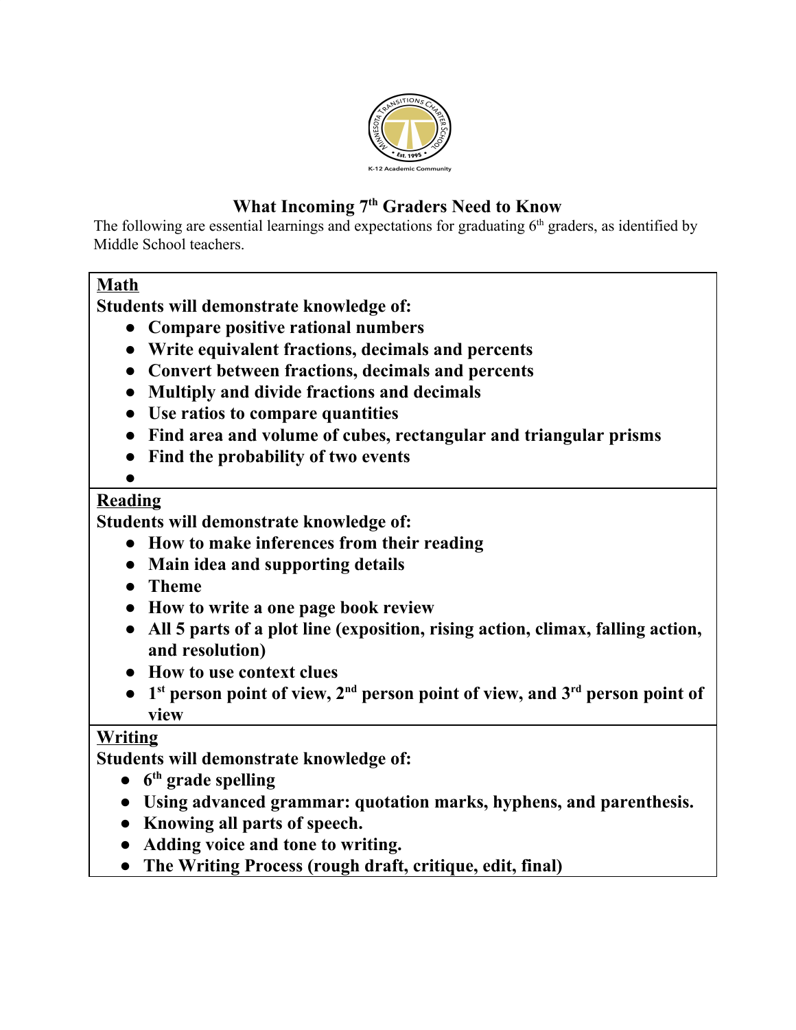# What Incoming 7th Graders Need to Know

The following are essential learnings and expectations for graduating 6th graders, as identified by Middle School teachers.

## Math

**Students will demonstrate knowledge of:**

- **Compare positive rational numbers**
- **Write equivalent fractions, decimals and percents**
- **Convert between fractions, decimals and percents**
- **Multiply and divide fractions and decimals**
- **Use ratios to compare quantities**
- **Find area and volume of cubes, rectangular and triangular prisms**
- **Find the probability of two events**

## Reading

**Students will demonstrate knowledge of:**

- **How to make inferences from their reading**
- **Main idea and supporting details**
- **Theme**
- **How to write a one page book review**
- **All 5 parts of a plot line (exposition, rising action, climax, falling action, and resolution)**
- **How to use context clues**
- **1st person point of view, 2nd person point of view, and 3rd person point of view**

## Writing

**Students will demonstrate knowledge of:**

- **6th grade spelling**
- **Using advanced grammar: quotation marks, hyphens, and parenthesis.**
- **Knowing all parts of speech.**
- **Adding voice and tone to writing.**
- **The Writing Process (rough draft, critique, edit, final)**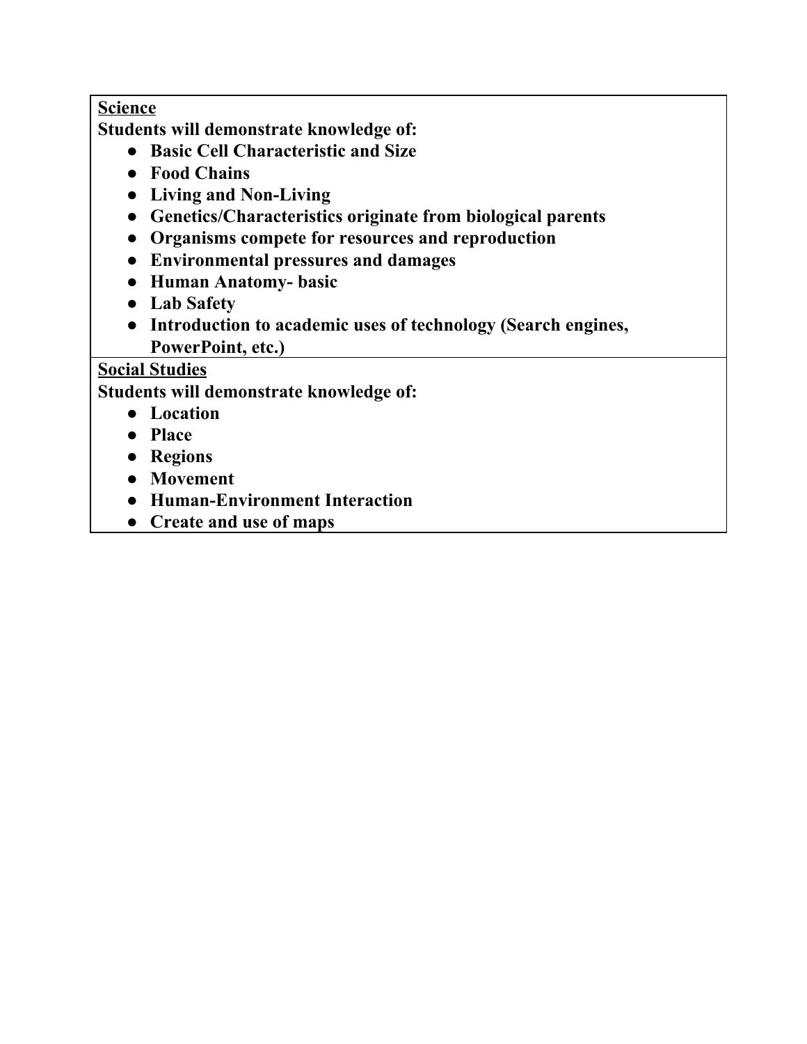**<u>Science</u>**

**Students will demonstrate knowledge of:**

- **Basic Cell Characteristic and Size**
- **Food Chains**
- **Living and Non-Living**
- **Genetics/Characteristics originate from biological parents**
- **Organisms compete for resources and reproduction**
- **Environmental pressures and damages**
- **Human Anatomy- basic**
- **Lab Safety**
- **Introduction to academic uses of technology (Search engines, PowerPoint, etc.)**

**<u>Social Studies</u>**

**Students will demonstrate knowledge of:**

- **Location**
- **Place**
- **Regions**
- **Movement**
- **Human-Environment Interaction**
- **Create and use of maps**